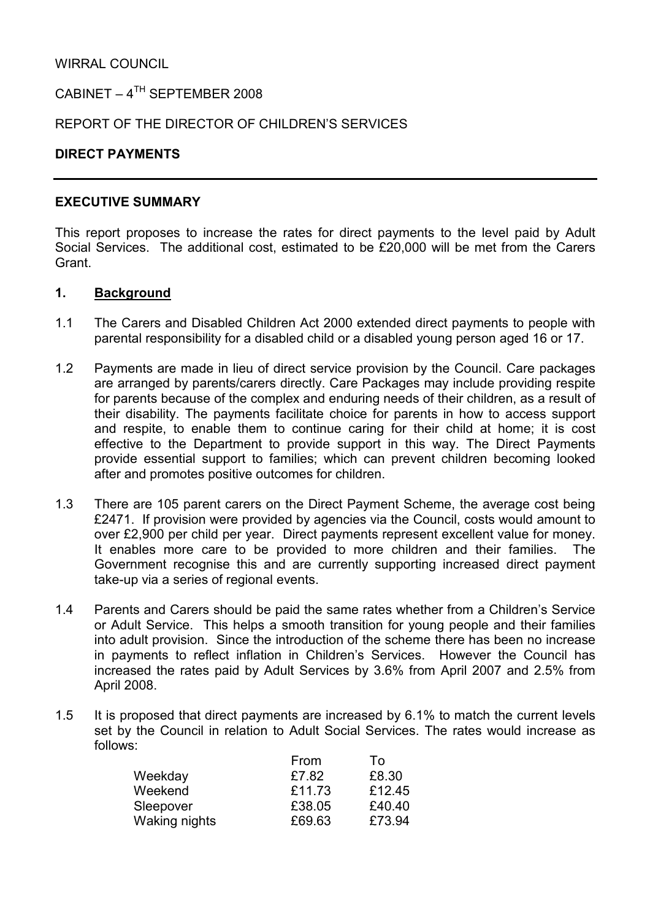WIRRAL COUNCIL

CABINET – 4TH SEPTEMBER 2008

REPORT OF THE DIRECTOR OF CHILDREN'S SERVICES

**DIRECT PAYMENTS**

---

**EXECUTIVE SUMMARY**

This report proposes to increase the rates for direct payments to the level paid by Adult Social Services. The additional cost, estimated to be £20,000 will be met from the Carers Grant.

## 1. Background

1.1 The Carers and Disabled Children Act 2000 extended direct payments to people with parental responsibility for a disabled child or a disabled young person aged 16 or 17.

1.2 Payments are made in lieu of direct service provision by the Council. Care packages are arranged by parents/carers directly. Care Packages may include providing respite for parents because of the complex and enduring needs of their children, as a result of their disability. The payments facilitate choice for parents in how to access support and respite, to enable them to continue caring for their child at home; it is cost effective to the Department to provide support in this way. The Direct Payments provide essential support to families; which can prevent children becoming looked after and promotes positive outcomes for children.

1.3 There are 105 parent carers on the Direct Payment Scheme, the average cost being £2471. If provision were provided by agencies via the Council, costs would amount to over £2,900 per child per year. Direct payments represent excellent value for money. It enables more care to be provided to more children and their families. The Government recognise this and are currently supporting increased direct payment take-up via a series of regional events.

1.4 Parents and Carers should be paid the same rates whether from a Children's Service or Adult Service. This helps a smooth transition for young people and their families into adult provision. Since the introduction of the scheme there has been no increase in payments to reflect inflation in Children's Services. However the Council has increased the rates paid by Adult Services by 3.6% from April 2007 and 2.5% from April 2008.

1.5 It is proposed that direct payments are increased by 6.1% to match the current levels set by the Council in relation to Adult Social Services. The rates would increase as follows:

| | From | To |
|---|---|---|
| Weekday | £7.82 | £8.30 |
| Weekend | £11.73 | £12.45 |
| Sleepover | £38.05 | £40.40 |
| Waking nights | £69.63 | £73.94 |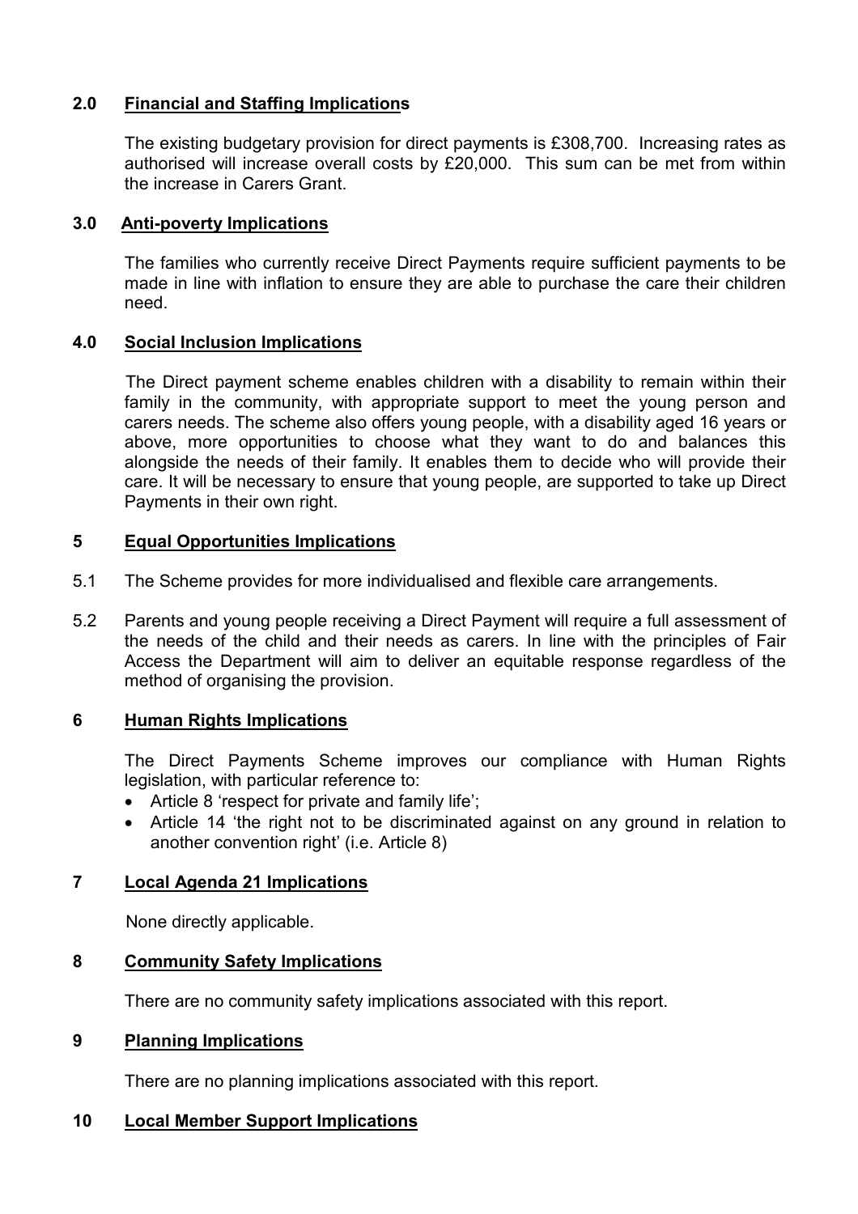## 2.0 Financial and Staffing Implications

The existing budgetary provision for direct payments is £308,700. Increasing rates as authorised will increase overall costs by £20,000. This sum can be met from within the increase in Carers Grant.

## 3.0 Anti-poverty Implications

The families who currently receive Direct Payments require sufficient payments to be made in line with inflation to ensure they are able to purchase the care their children need.

## 4.0 Social Inclusion Implications

The Direct payment scheme enables children with a disability to remain within their family in the community, with appropriate support to meet the young person and carers needs. The scheme also offers young people, with a disability aged 16 years or above, more opportunities to choose what they want to do and balances this alongside the needs of their family. It enables them to decide who will provide their care. It will be necessary to ensure that young people, are supported to take up Direct Payments in their own right.

## 5 Equal Opportunities Implications

5.1 The Scheme provides for more individualised and flexible care arrangements.

5.2 Parents and young people receiving a Direct Payment will require a full assessment of the needs of the child and their needs as carers. In line with the principles of Fair Access the Department will aim to deliver an equitable response regardless of the method of organising the provision.

## 6 Human Rights Implications

The Direct Payments Scheme improves our compliance with Human Rights legislation, with particular reference to:

- Article 8 'respect for private and family life';
- Article 14 'the right not to be discriminated against on any ground in relation to another convention right' (i.e. Article 8)

## 7 Local Agenda 21 Implications

None directly applicable.

## 8 Community Safety Implications

There are no community safety implications associated with this report.

## 9 Planning Implications

There are no planning implications associated with this report.

## 10 Local Member Support Implications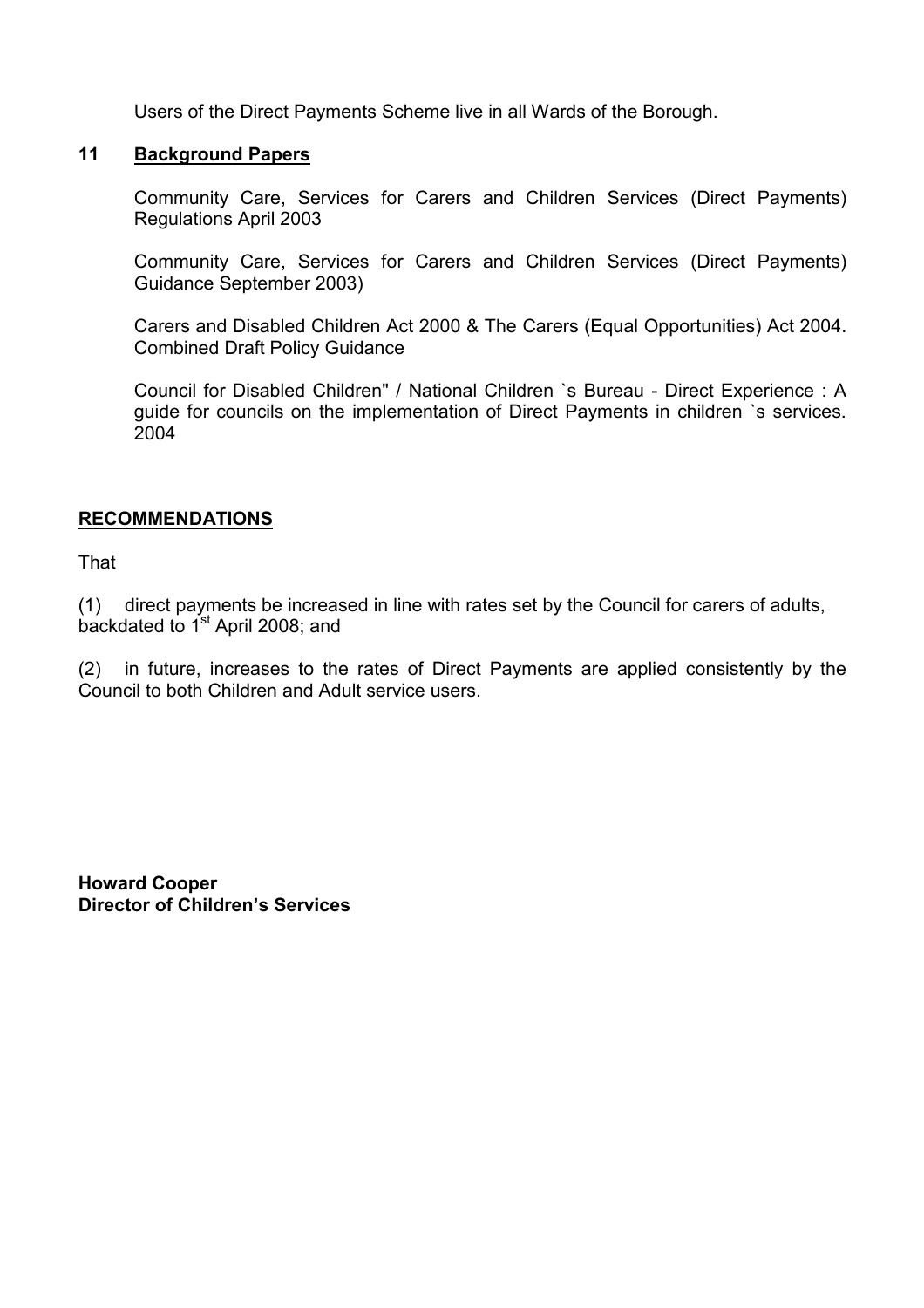Users of the Direct Payments Scheme live in all Wards of the Borough.

## 11 Background Papers

Community Care, Services for Carers and Children Services (Direct Payments) Regulations April 2003

Community Care, Services for Carers and Children Services (Direct Payments) Guidance September 2003)

Carers and Disabled Children Act 2000 & The Carers (Equal Opportunities) Act 2004. Combined Draft Policy Guidance

Council for Disabled Children" / National Children `s Bureau - Direct Experience : A guide for councils on the implementation of Direct Payments in children `s services. 2004

## RECOMMENDATIONS

That

(1) direct payments be increased in line with rates set by the Council for carers of adults, backdated to 1st April 2008; and

(2) in future, increases to the rates of Direct Payments are applied consistently by the Council to both Children and Adult service users.

**Howard Cooper**
**Director of Children's Services**